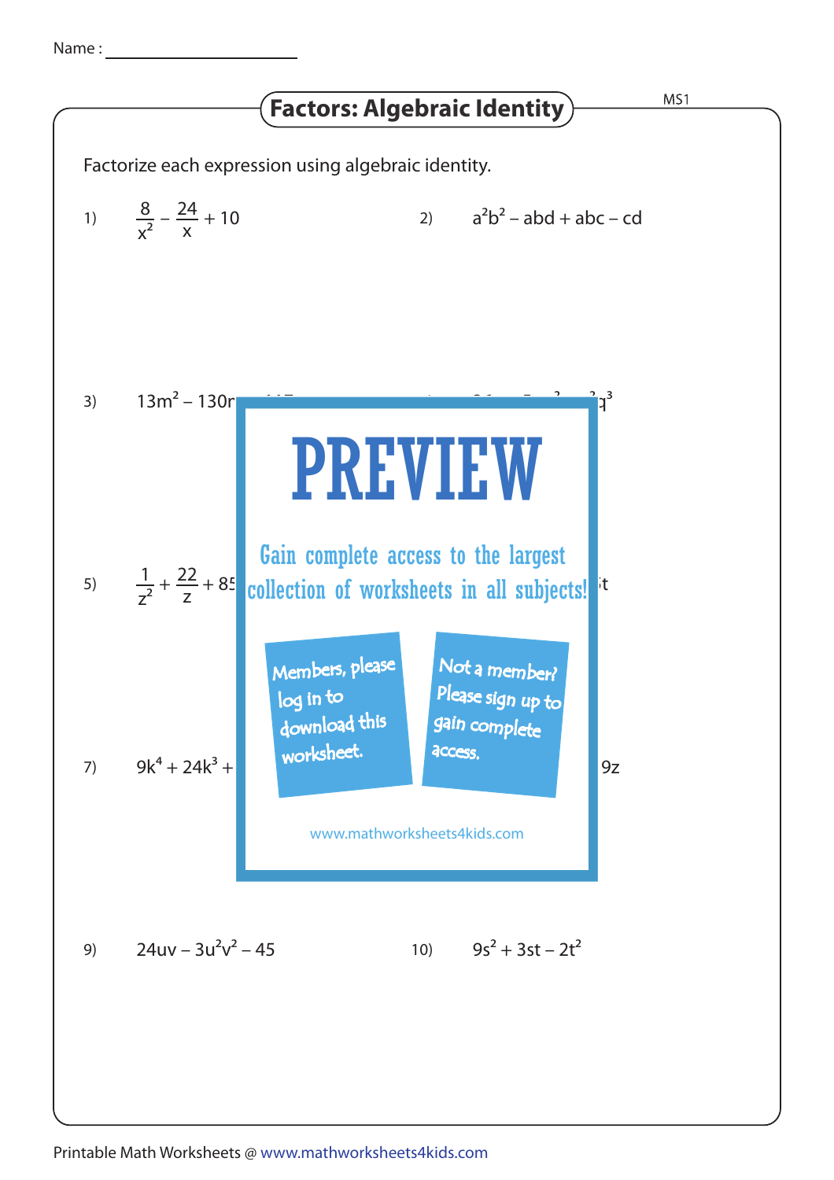Name :

# Factors: Algebraic Identity

MS1

Factorize each expression using algebraic identity.

1) $\frac{8}{x^2} - \frac{24}{x} + 10$

2) $a^2b^2 - abd + abc - cd$

3) $13m^2 - 130r$

5) $\frac{1}{z^2} + \frac{22}{z} + 85$

7) $9k^4 + 24k^3 +$

PREVIEW

Gain complete access to the largest collection of worksheets in all subjects!

Members, please log in to download this worksheet.

Not a member? Please sign up to gain complete access.

www.mathworksheets4kids.com

9) $24uv - 3u^2v^2 - 45$

10) $9s^2 + 3st - 2t^2$

Printable Math Worksheets @ www.mathworksheets4kids.com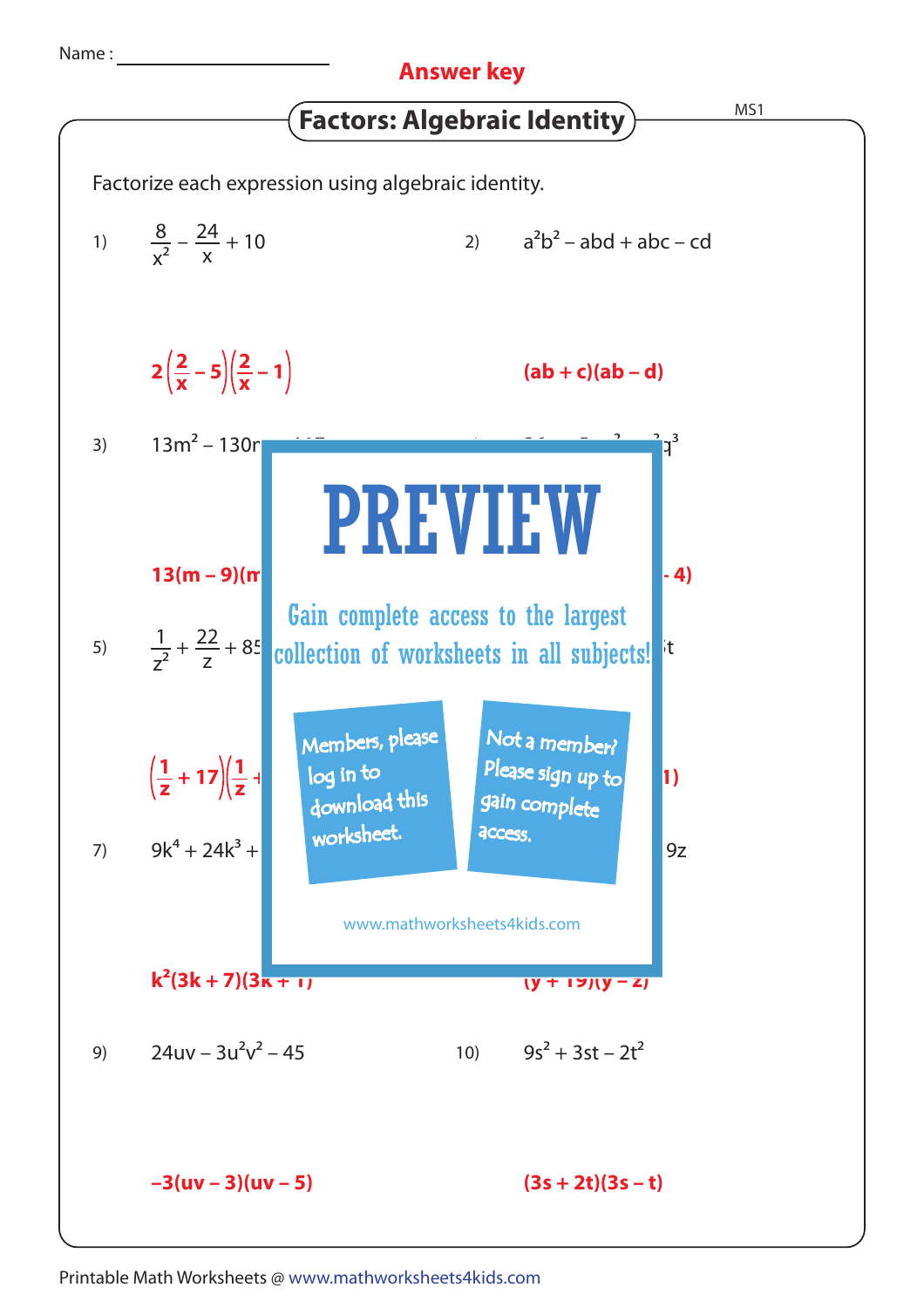Name :

**Answer key**

# Factors: Algebraic Identity

MS1

Factorize each expression using algebraic identity.

1) $\frac{8}{x^2} - \frac{24}{x} + 10$

$2\left(\frac{2}{x} - 5\right)\left(\frac{2}{x} - 1\right)$

2) $a^2b^2 - abd + abc - cd$

$(ab + c)(ab - d)$

3) $13m^2 - 130r$ ...

$13(m - 9)(m$ ...

4) ... $q^3$

... $- 4)$

5) $\frac{1}{z^2} + \frac{22}{z} + 85$ ...

$\left(\frac{1}{z} + 17\right)\left(\frac{1}{z} + \right.$ ...

6) ... t

... 1)

7) $9k^4 + 24k^3 +$ ...

$k^2(3k + 7)(3k + 1)$

8) ... 9z

$(y + 19)(y - 2)$

PREVIEW

Gain complete access to the largest collection of worksheets in all subjects!

Members, please log in to download this worksheet.

Not a member? Please sign up to gain complete access.

www.mathworksheets4kids.com

9) $24uv - 3u^2v^2 - 45$

$-3(uv - 3)(uv - 5)$

10) $9s^2 + 3st - 2t^2$

$(3s + 2t)(3s - t)$

Printable Math Worksheets @ www.mathworksheets4kids.com